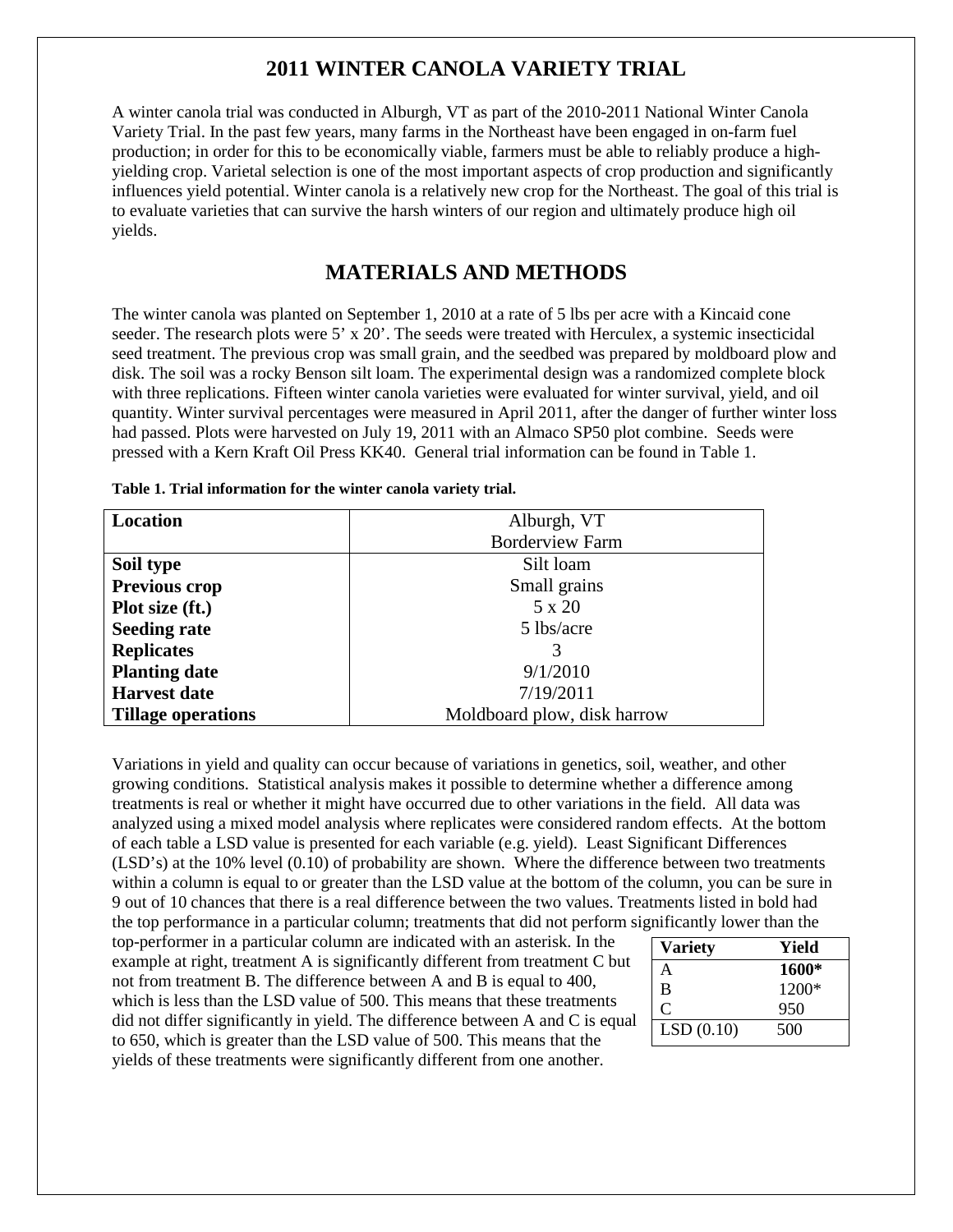# 2011 WINTER CANOLA VARIETY TRIAL

A winter canola trial was conducted in Alburgh, VT as part of the 2010-2011 National Winter Canola Variety Trial. In the past few years, many farms in the Northeast have been engaged in on-farm fuel production; in order for this to be economically viable, farmers must be able to reliably produce a high-yielding crop. Varietal selection is one of the most important aspects of crop production and significantly influences yield potential. Winter canola is a relatively new crop for the Northeast. The goal of this trial is to evaluate varieties that can survive the harsh winters of our region and ultimately produce high oil yields.

## MATERIALS AND METHODS

The winter canola was planted on September 1, 2010 at a rate of 5 lbs per acre with a Kincaid cone seeder. The research plots were 5' x 20'. The seeds were treated with Herculex, a systemic insecticidal seed treatment. The previous crop was small grain, and the seedbed was prepared by moldboard plow and disk. The soil was a rocky Benson silt loam. The experimental design was a randomized complete block with three replications. Fifteen winter canola varieties were evaluated for winter survival, yield, and oil quantity. Winter survival percentages were measured in April 2011, after the danger of further winter loss had passed. Plots were harvested on July 19, 2011 with an Almaco SP50 plot combine. Seeds were pressed with a Kern Kraft Oil Press KK40. General trial information can be found in Table 1.

**Table 1. Trial information for the winter canola variety trial.**

| **Location** | Alburgh, VT<br>Borderview Farm |
|---|---|
| **Soil type** | Silt loam |
| **Previous crop** | Small grains |
| **Plot size (ft.)** | 5 x 20 |
| **Seeding rate** | 5 lbs/acre |
| **Replicates** | 3 |
| **Planting date** | 9/1/2010 |
| **Harvest date** | 7/19/2011 |
| **Tillage operations** | Moldboard plow, disk harrow |

Variations in yield and quality can occur because of variations in genetics, soil, weather, and other growing conditions. Statistical analysis makes it possible to determine whether a difference among treatments is real or whether it might have occurred due to other variations in the field. All data was analyzed using a mixed model analysis where replicates were considered random effects. At the bottom of each table a LSD value is presented for each variable (e.g. yield). Least Significant Differences (LSD's) at the 10% level (0.10) of probability are shown. Where the difference between two treatments within a column is equal to or greater than the LSD value at the bottom of the column, you can be sure in 9 out of 10 chances that there is a real difference between the two values. Treatments listed in bold had the top performance in a particular column; treatments that did not perform significantly lower than the top-performer in a particular column are indicated with an asterisk. In the example at right, treatment A is significantly different from treatment C but not from treatment B. The difference between A and B is equal to 400, which is less than the LSD value of 500. This means that these treatments did not differ significantly in yield. The difference between A and C is equal to 650, which is greater than the LSD value of 500. This means that the yields of these treatments were significantly different from one another.

| Variety | Yield |
|---|---|
| A | **1600*** |
| B | 1200* |
| C | 950 |
| LSD (0.10) | 500 |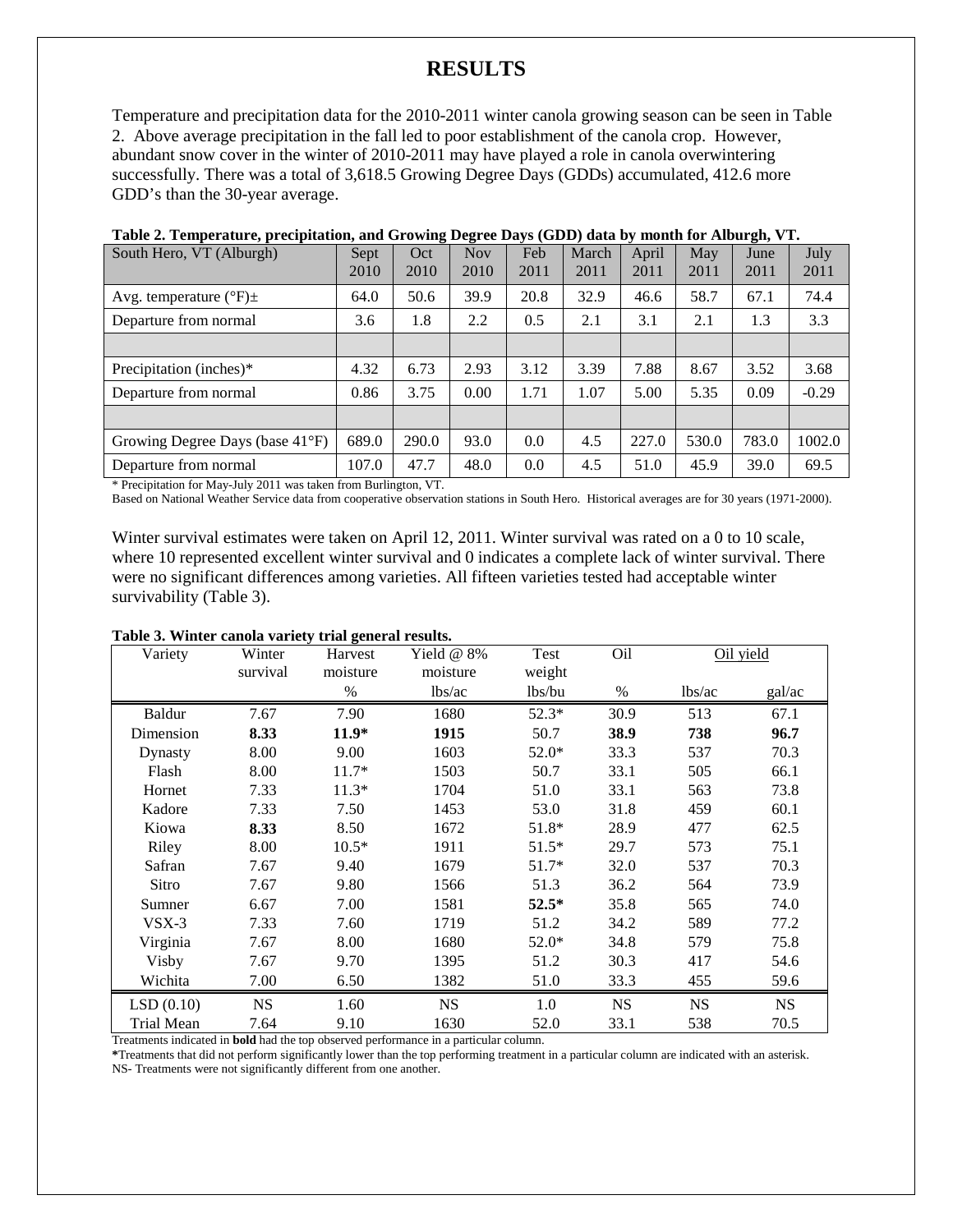# RESULTS

Temperature and precipitation data for the 2010-2011 winter canola growing season can be seen in Table 2. Above average precipitation in the fall led to poor establishment of the canola crop. However, abundant snow cover in the winter of 2010-2011 may have played a role in canola overwintering successfully. There was a total of 3,618.5 Growing Degree Days (GDDs) accumulated, 412.6 more GDD's than the 30-year average.

**Table 2. Temperature, precipitation, and Growing Degree Days (GDD) data by month for Alburgh, VT.**

| South Hero, VT (Alburgh) | Sept 2010 | Oct 2010 | Nov 2010 | Feb 2011 | March 2011 | April 2011 | May 2011 | June 2011 | July 2011 |
|---|---|---|---|---|---|---|---|---|---|
| Avg. temperature (°F)± | 64.0 | 50.6 | 39.9 | 20.8 | 32.9 | 46.6 | 58.7 | 67.1 | 74.4 |
| Departure from normal | 3.6 | 1.8 | 2.2 | 0.5 | 2.1 | 3.1 | 2.1 | 1.3 | 3.3 |
| | | | | | | | | | |
| Precipitation (inches)* | 4.32 | 6.73 | 2.93 | 3.12 | 3.39 | 7.88 | 8.67 | 3.52 | 3.68 |
| Departure from normal | 0.86 | 3.75 | 0.00 | 1.71 | 1.07 | 5.00 | 5.35 | 0.09 | -0.29 |
| | | | | | | | | | |
| Growing Degree Days (base 41°F) | 689.0 | 290.0 | 93.0 | 0.0 | 4.5 | 227.0 | 530.0 | 783.0 | 1002.0 |
| Departure from normal | 107.0 | 47.7 | 48.0 | 0.0 | 4.5 | 51.0 | 45.9 | 39.0 | 69.5 |

* Precipitation for May-July 2011 was taken from Burlington, VT.
Based on National Weather Service data from cooperative observation stations in South Hero. Historical averages are for 30 years (1971-2000).

Winter survival estimates were taken on April 12, 2011. Winter survival was rated on a 0 to 10 scale, where 10 represented excellent winter survival and 0 indicates a complete lack of winter survival. There were no significant differences among varieties. All fifteen varieties tested had acceptable winter survivability (Table 3).

**Table 3. Winter canola variety trial general results.**

| Variety | Winter survival | Harvest moisture | Yield @ 8% moisture | Test weight | Oil | Oil yield | |
|---|---|---|---|---|---|---|---|
| | | % | lbs/ac | lbs/bu | % | lbs/ac | gal/ac |
| Baldur | 7.67 | 7.90 | 1680 | 52.3* | 30.9 | 513 | 67.1 |
| Dimension | **8.33** | **11.9*** | **1915** | 50.7 | **38.9** | **738** | **96.7** |
| Dynasty | 8.00 | 9.00 | 1603 | 52.0* | 33.3 | 537 | 70.3 |
| Flash | 8.00 | 11.7* | 1503 | 50.7 | 33.1 | 505 | 66.1 |
| Hornet | 7.33 | 11.3* | 1704 | 51.0 | 33.1 | 563 | 73.8 |
| Kadore | 7.33 | 7.50 | 1453 | 53.0 | 31.8 | 459 | 60.1 |
| Kiowa | **8.33** | 8.50 | 1672 | 51.8* | 28.9 | 477 | 62.5 |
| Riley | 8.00 | 10.5* | 1911 | 51.5* | 29.7 | 573 | 75.1 |
| Safran | 7.67 | 9.40 | 1679 | 51.7* | 32.0 | 537 | 70.3 |
| Sitro | 7.67 | 9.80 | 1566 | 51.3 | 36.2 | 564 | 73.9 |
| Sumner | 6.67 | 7.00 | 1581 | **52.5*** | 35.8 | 565 | 74.0 |
| VSX-3 | 7.33 | 7.60 | 1719 | 51.2 | 34.2 | 589 | 77.2 |
| Virginia | 7.67 | 8.00 | 1680 | 52.0* | 34.8 | 579 | 75.8 |
| Visby | 7.67 | 9.70 | 1395 | 51.2 | 30.3 | 417 | 54.6 |
| Wichita | 7.00 | 6.50 | 1382 | 51.0 | 33.3 | 455 | 59.6 |
| LSD (0.10) | NS | 1.60 | NS | 1.0 | NS | NS | NS |
| Trial Mean | 7.64 | 9.10 | 1630 | 52.0 | 33.1 | 538 | 70.5 |

Treatments indicated in **bold** had the top observed performance in a particular column.
*Treatments that did not perform significantly lower than the top performing treatment in a particular column are indicated with an asterisk.
NS- Treatments were not significantly different from one another.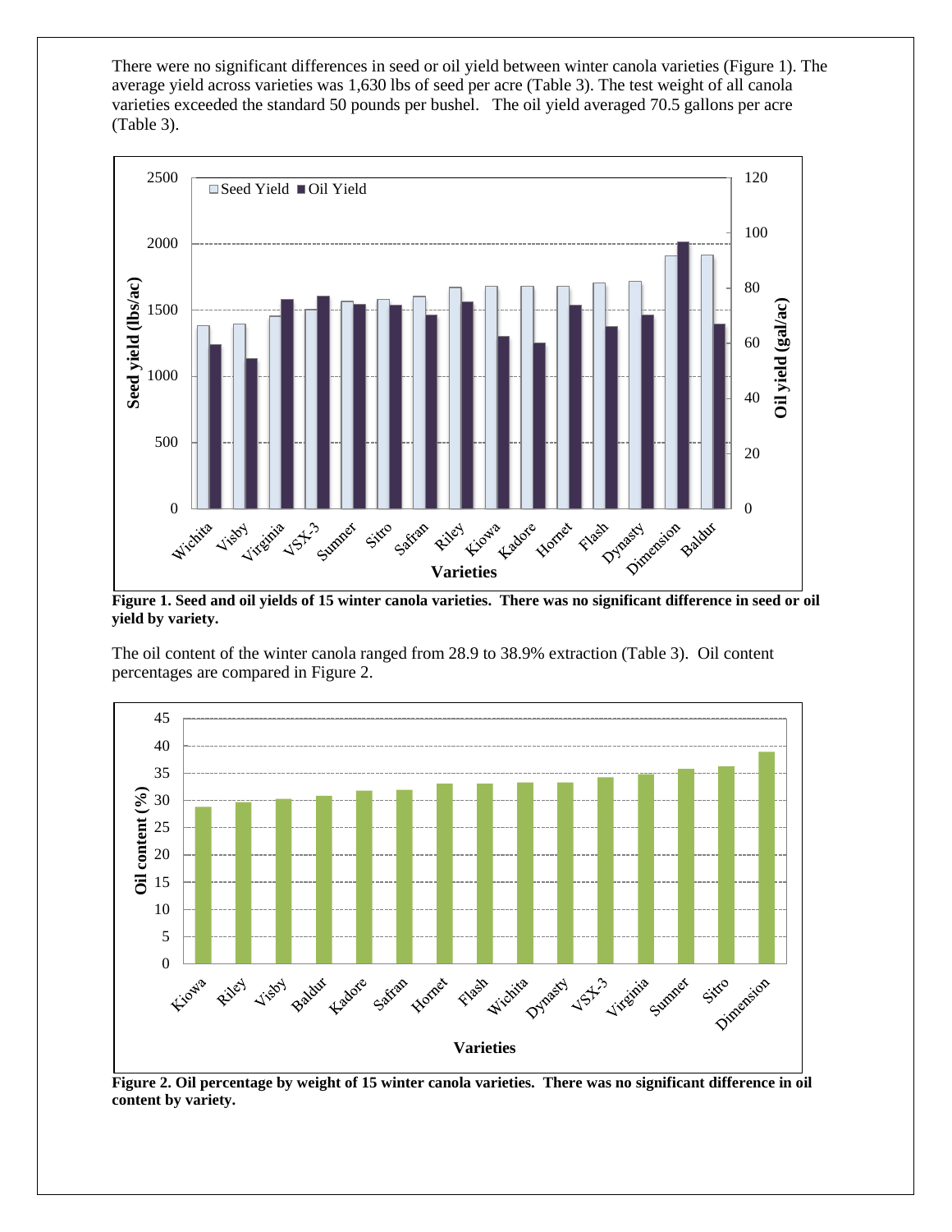There were no significant differences in seed or oil yield between winter canola varieties (Figure 1). The average yield across varieties was 1,630 lbs of seed per acre (Table 3). The test weight of all canola varieties exceeded the standard 50 pounds per bushel. The oil yield averaged 70.5 gallons per acre (Table 3).

**Figure 1. Seed and oil yields of 15 winter canola varieties. There was no significant difference in seed or oil yield by variety.**

The oil content of the winter canola ranged from 28.9 to 38.9% extraction (Table 3). Oil content percentages are compared in Figure 2.

**Figure 2. Oil percentage by weight of 15 winter canola varieties. There was no significant difference in oil content by variety.**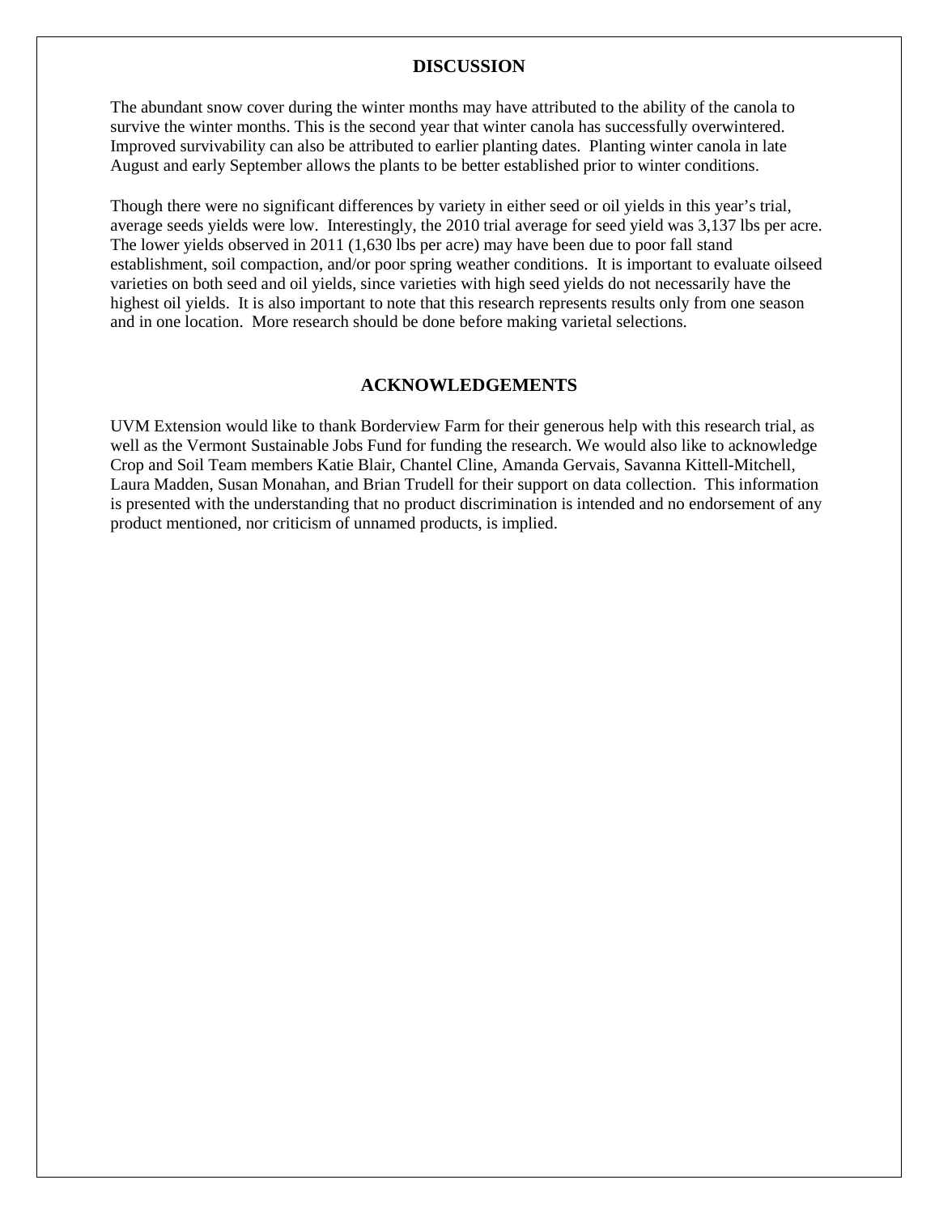## DISCUSSION

The abundant snow cover during the winter months may have attributed to the ability of the canola to survive the winter months. This is the second year that winter canola has successfully overwintered. Improved survivability can also be attributed to earlier planting dates. Planting winter canola in late August and early September allows the plants to be better established prior to winter conditions.

Though there were no significant differences by variety in either seed or oil yields in this year's trial, average seeds yields were low. Interestingly, the 2010 trial average for seed yield was 3,137 lbs per acre. The lower yields observed in 2011 (1,630 lbs per acre) may have been due to poor fall stand establishment, soil compaction, and/or poor spring weather conditions. It is important to evaluate oilseed varieties on both seed and oil yields, since varieties with high seed yields do not necessarily have the highest oil yields. It is also important to note that this research represents results only from one season and in one location. More research should be done before making varietal selections.

## ACKNOWLEDGEMENTS

UVM Extension would like to thank Borderview Farm for their generous help with this research trial, as well as the Vermont Sustainable Jobs Fund for funding the research. We would also like to acknowledge Crop and Soil Team members Katie Blair, Chantel Cline, Amanda Gervais, Savanna Kittell-Mitchell, Laura Madden, Susan Monahan, and Brian Trudell for their support on data collection. This information is presented with the understanding that no product discrimination is intended and no endorsement of any product mentioned, nor criticism of unnamed products, is implied.